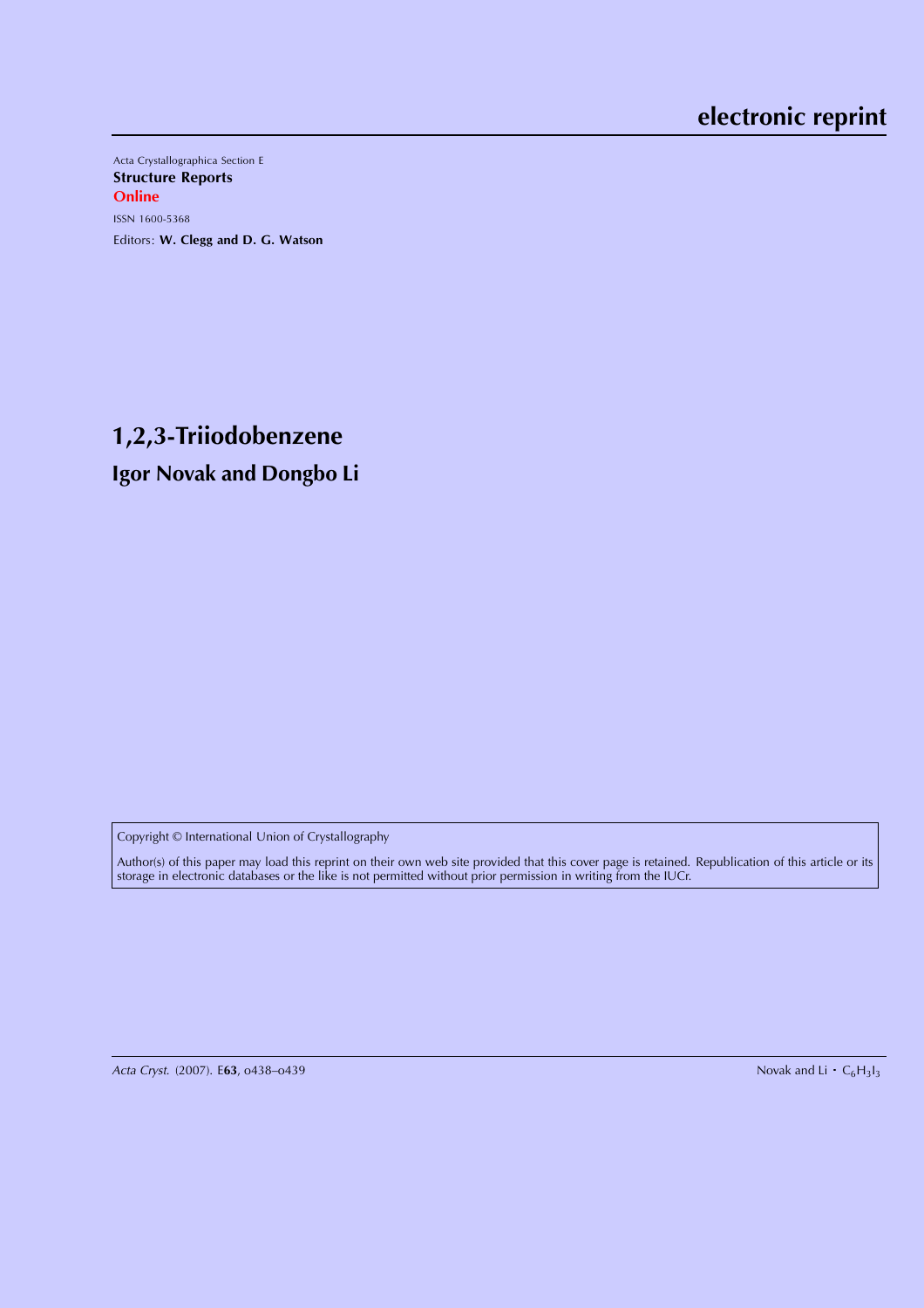**electronic reprint**

Acta Crystallographica Section E

**Structure Reports**

**Online**

ISSN 1600-5368

Editors: **W. Clegg and D. G. Watson**

# 1,2,3-Triiodobenzene

## Igor Novak and Dongbo Li

Copyright © International Union of Crystallography

Author(s) of this paper may load this reprint on their own web site provided that this cover page is retained. Republication of this article or its storage in electronic databases or the like is not permitted without prior permission in writing from the IUCr.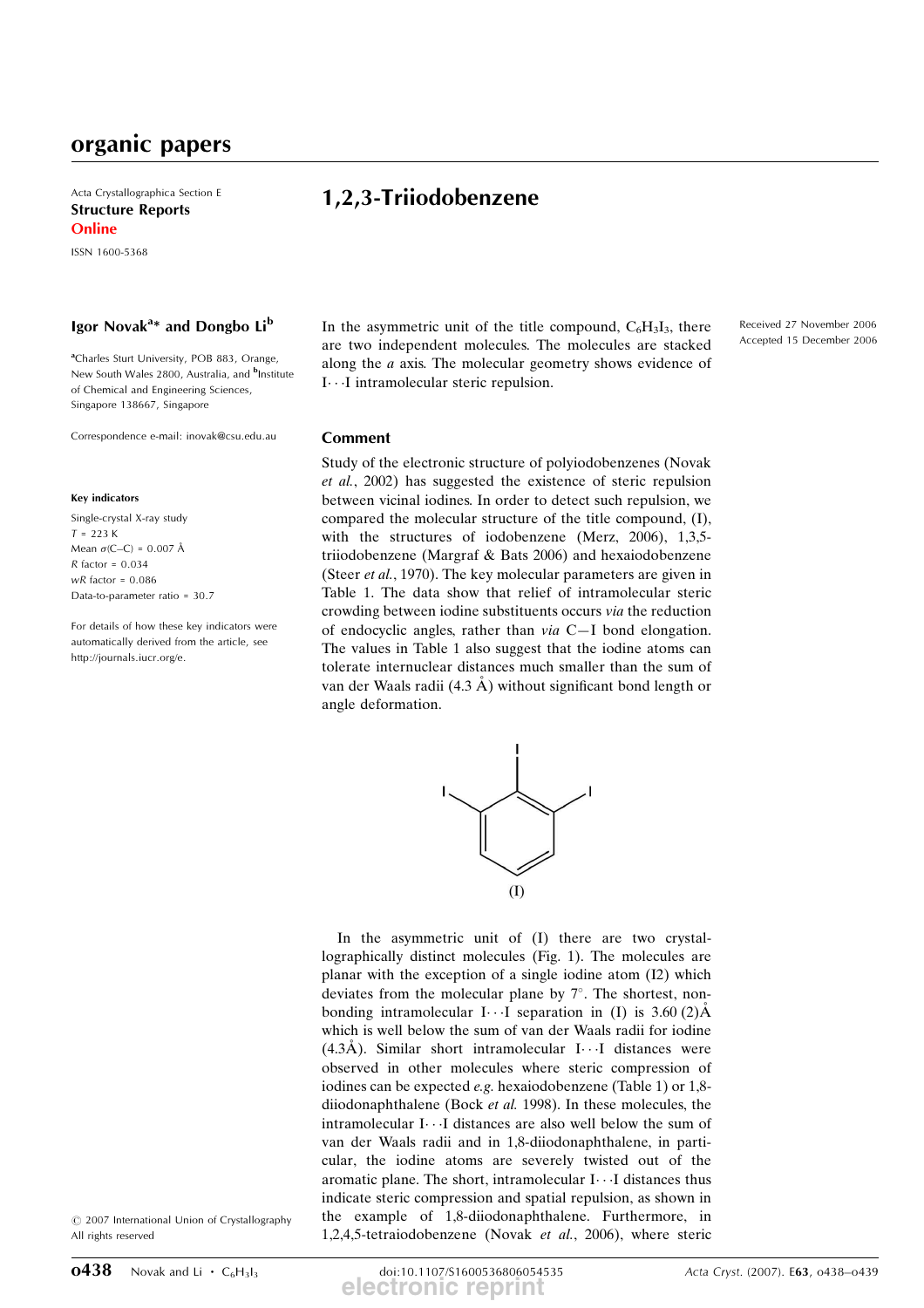# organic papers

Acta Crystallographica Section E

**Structure Reports Online**

ISSN 1600-5368

# 1,2,3-Triiodobenzene

### Igor Novak[a]* and Dongbo Li[b]

[a]Charles Sturt University, POB 883, Orange, New South Wales 2800, Australia, and [b]Institute of Chemical and Engineering Sciences, Singapore 138667, Singapore

Correspondence e-mail: inovak@csu.edu.au

**Key indicators**

Single-crystal X-ray study
$T$ = 223 K
Mean $\sigma$(C–C) = 0.007 Å
$R$ factor = 0.034
$wR$ factor = 0.086
Data-to-parameter ratio = 30.7

For details of how these key indicators were automatically derived from the article, see http://journals.iucr.org/e.

© 2007 International Union of Crystallography
All rights reserved

Received 27 November 2006
Accepted 15 December 2006

In the asymmetric unit of the title compound, $C_6H_3I_3$, there are two independent molecules. The molecules are stacked along the *a* axis. The molecular geometry shows evidence of I···I intramolecular steric repulsion.

## Comment

Study of the electronic structure of polyiodobenzenes (Novak *et al.*, 2002) has suggested the existence of steric repulsion between vicinal iodines. In order to detect such repulsion, we compared the molecular structure of the title compound, (I), with the structures of iodobenzene (Merz, 2006), 1,3,5-triiodobenzene (Margraf & Bats 2006) and hexaiodobenzene (Steer *et al.*, 1970). The key molecular parameters are given in Table 1. The data show that relief of intramolecular steric crowding between iodine substituents occurs *via* the reduction of endocyclic angles, rather than *via* C—I bond elongation. The values in Table 1 also suggest that the iodine atoms can tolerate internuclear distances much smaller than the sum of van der Waals radii (4.3 Å) without significant bond length or angle deformation.

(I)

In the asymmetric unit of (I) there are two crystallographically distinct molecules (Fig. 1). The molecules are planar with the exception of a single iodine atom (I2) which deviates from the molecular plane by 7°. The shortest, non-bonding intramolecular I···I separation in (I) is 3.60 (2)Å which is well below the sum of van der Waals radii for iodine (4.3Å). Similar short intramolecular I···I distances were observed in other molecules where steric compression of iodines can be expected *e.g.* hexaiodobenzene (Table 1) or 1,8-diiodonaphthalene (Bock *et al.* 1998). In these molecules, the intramolecular I···I distances are also well below the sum of van der Waals radii and in 1,8-diiodonaphthalene, in particular, the iodine atoms are severely twisted out of the aromatic plane. The short, intramolecular I···I distances thus indicate steric compression and spatial repulsion, as shown in the example of 1,8-diiodonaphthalene. Furthermore, in 1,2,4,5-tetraiodobenzene (Novak *et al.*, 2006), where steric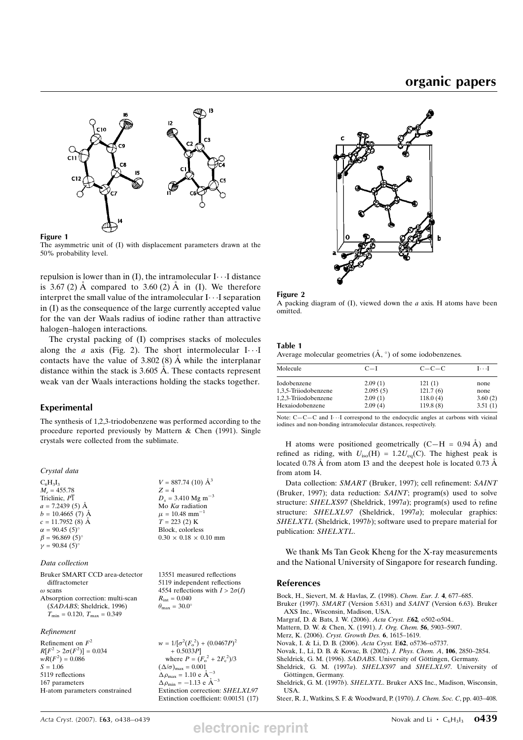Figure 1
The asymmetric unit of (I) with displacement parameters drawn at the 50% probability level.

repulsion is lower than in (I), the intramolecular I···I distance is 3.67 (2) Å compared to 3.60 (2) Å in (I). We therefore interpret the small value of the intramolecular I···I separation in (I) as the consequence of the large currently accepted value for the van der Waals radius of iodine rather than attractive halogen–halogen interactions.

The crystal packing of (I) comprises stacks of molecules along the *a* axis (Fig. 2). The short intermolecular I···I contacts have the value of 3.802 (8) Å while the interplanar distance within the stack is 3.605 Å. These contacts represent weak van der Waals interactions holding the stacks together.

## Experimental

The synthesis of 1,2,3-triodobenzene was performed according to the procedure reported previously by Mattern & Chen (1991). Single crystals were collected from the sublimate.

*Crystal data*

$C_6H_3I_3$
$M_r = 455.78$
Triclinic, $P\bar{1}$
$a = 7.2439$ (5) Å
$b = 10.4665$ (7) Å
$c = 11.7952$ (8) Å
$\alpha = 90.45$ (5)°
$\beta = 96.869$ (5)°
$\gamma = 90.84$ (5)°
$V = 887.74$ (10) Å$^3$
$Z = 4$
$D_x = 3.410$ Mg m$^{-3}$
Mo $K\alpha$ radiation
$\mu = 10.48$ mm$^{-1}$
$T = 223$ (2) K
Block, colorless
$0.30 \times 0.18 \times 0.10$ mm

*Data collection*

Bruker SMART CCD area-detector diffractometer
$\omega$ scans
Absorption correction: multi-scan (*SADABS*; Sheldrick, 1996)
$T_{min} = 0.120$, $T_{max} = 0.349$
13551 measured reflections
5119 independent reflections
4554 reflections with $I > 2\sigma(I)$
$R_{int} = 0.040$
$\theta_{max} = 30.0°$

*Refinement*

Refinement on $F^2$
$R[F^2 > 2\sigma(F^2)] = 0.034$
$wR(F^2) = 0.086$
$S = 1.06$
5119 reflections
167 parameters
H-atom parameters constrained
$w = 1/[\sigma^2(F_o^2) + (0.0467P)^2 + 0.5033P]$
where $P = (F_o^2 + 2F_c^2)/3$
$(\Delta/\sigma)_{max} = 0.001$
$\Delta\rho_{max} = 1.10$ e Å$^{-3}$
$\Delta\rho_{min} = -1.13$ e Å$^{-3}$
Extinction correction: *SHELXL97*
Extinction coefficient: 0.00151 (17)

Figure 2
A packing diagram of (I), viewed down the *a* axis. H atoms have been omitted.

**Table 1**
Average molecular geometries (Å, °) of some iodobenzenes.

| Molecule | C—I | C—C—C | I···I |
|---|---|---|---|
| Iodobenzene | 2.09 (1) | 121 (1) | none |
| 1,3,5-Triiodobenzene | 2.095 (5) | 121.7 (6) | none |
| 1,2,3-Triiodobenzene | 2.09 (1) | 118.0 (4) | 3.60 (2) |
| Hexaiodobenzene | 2.09 (4) | 119.8 (8) | 3.51 (1) |

Note: C—C—C and I···I correspond to the endocyclic angles at carbons with vicinal iodines and non-bonding intramolecular distances, respectively.

H atoms were positioned geometrically (C—H = 0.94 Å) and refined as riding, with $U_{iso}(H) = 1.2U_{eq}(C)$. The highest peak is located 0.78 Å from atom I3 and the deepest hole is located 0.73 Å from atom I4.

Data collection: *SMART* (Bruker, 1997); cell refinement: *SAINT* (Bruker, 1997); data reduction: *SAINT*; program(s) used to solve structure: *SHELXS97* (Sheldrick, 1997*a*); program(s) used to refine structure: *SHELXL97* (Sheldrick, 1997*a*); molecular graphics: *SHELXTL* (Sheldrick, 1997*b*); software used to prepare material for publication: *SHELXTL*.

We thank Ms Tan Geok Kheng for the X-ray measurements and the National University of Singapore for research funding.

## References

Bock, H., Sievert, M. & Havlas, Z. (1998). *Chem. Eur. J.* **4**, 677–685.
Bruker (1997). *SMART* (Version 5.631) and *SAINT* (Version 6.63). Bruker AXS Inc., Wisconsin, Madison, USA.
Margraf, D. & Bats, J. W. (2006). *Acta Cryst.* E**62**, o502-o504..
Mattern, D. W. & Chen, X. (1991). *J. Org. Chem.* **56**, 5903–5907.
Merz, K. (2006). *Cryst. Growth Des.* **6**, 1615–1619.
Novak, I. & Li, D. B. (2006). *Acta Cryst.* E**62**, o5736–o5737.
Novak, I., Li, D. B. & Kovac, B. (2002). *J. Phys. Chem. A*, **106**, 2850–2854.
Sheldrick, G. M. (1996). *SADABS*. University of Göttingen, Germany.
Sheldrick, G. M. (1997*a*). *SHELXS97* and *SHELXL97*. University of Göttingen, Germany.
Sheldrick, G. M. (1997*b*). *SHELXTL*. Bruker AXS Inc., Madison, Wisconsin, USA.
Steer, R. J., Watkins, S. F. & Woodward, P. (1970). *J. Chem. Soc. C*, pp. 403–408.